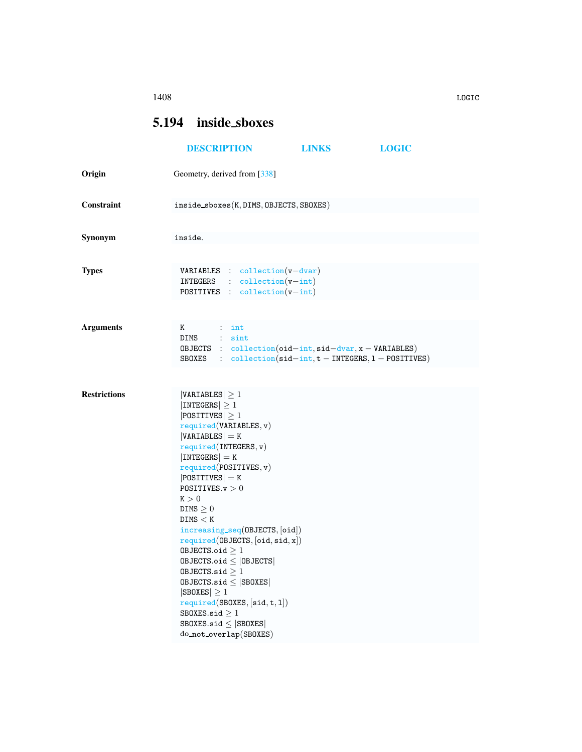## 5.194 inside_sboxes

DESCRIPTION LINKS LOGIC

**Origin** Geometry, derived from [338]

**Constraint** `inside_sboxes(K, DIMS, OBJECTS, SBOXES)`

**Synonym** `inside`.

**Types**

```
VARIABLES : collection(v−dvar)
INTEGERS  : collection(v−int)
POSITIVES : collection(v−int)
```

**Arguments**

```
K       : int
DIMS    : sint
OBJECTS : collection(oid−int, sid−dvar, x − VARIABLES)
SBOXES  : collection(sid−int, t − INTEGERS, l − POSITIVES)
```

**Restrictions**

```
|VARIABLES| ≥ 1
|INTEGERS| ≥ 1
|POSITIVES| ≥ 1
required(VARIABLES, v)
|VARIABLES| = K
required(INTEGERS, v)
|INTEGERS| = K
required(POSITIVES, v)
|POSITIVES| = K
POSITIVES.v > 0
K > 0
DIMS ≥ 0
DIMS < K
increasing_seq(OBJECTS, [oid])
required(OBJECTS, [oid, sid, x])
OBJECTS.oid ≥ 1
OBJECTS.oid ≤ |OBJECTS|
OBJECTS.sid ≥ 1
OBJECTS.sid ≤ |SBOXES|
|SBOXES| ≥ 1
required(SBOXES, [sid, t, l])
SBOXES.sid ≥ 1
SBOXES.sid ≤ |SBOXES|
do_not_overlap(SBOXES)
```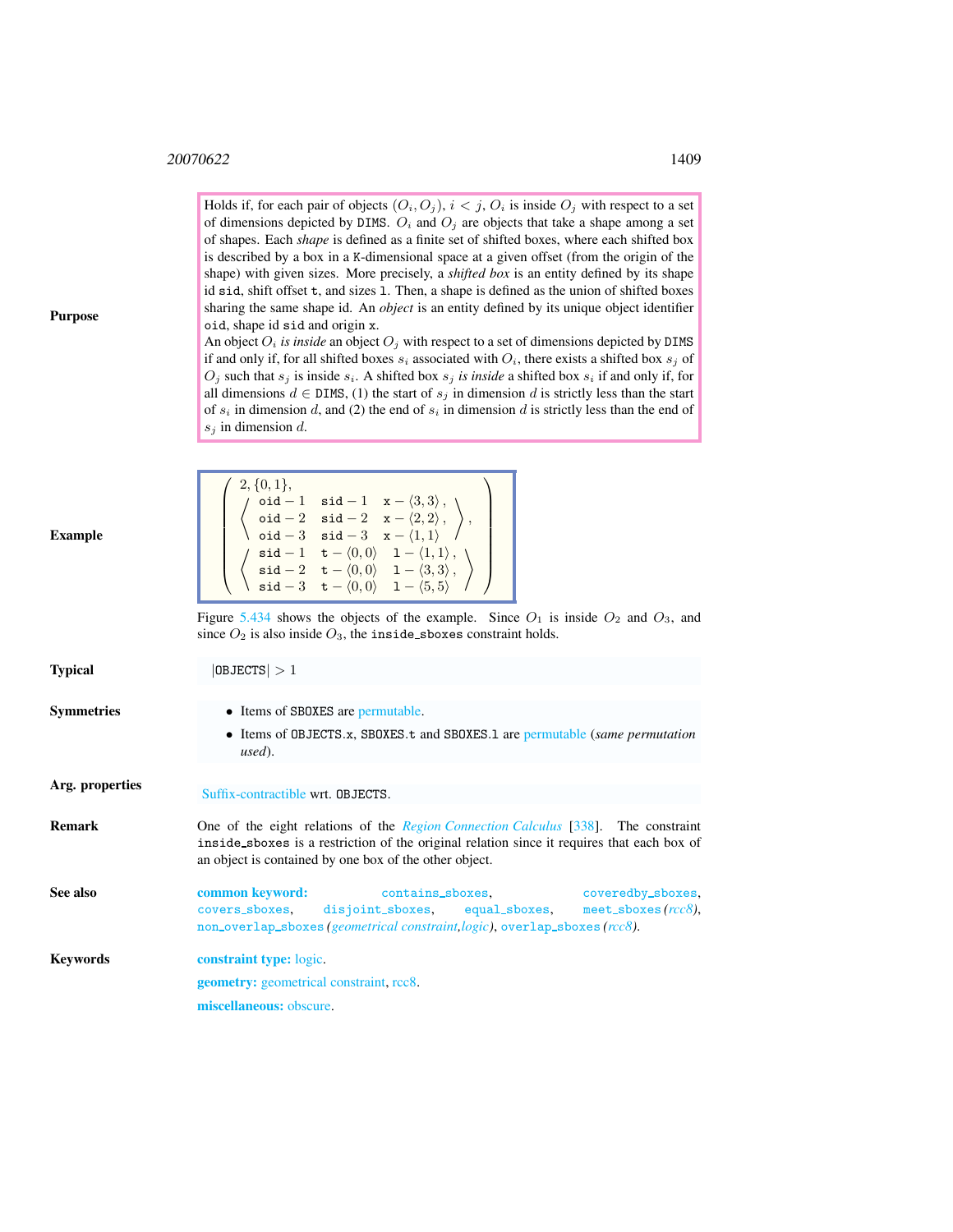**Purpose**

Holds if, for each pair of objects $(O_i, O_j)$, $i < j$, $O_i$ is inside $O_j$ with respect to a set of dimensions depicted by DIMS. $O_i$ and $O_j$ are objects that take a shape among a set of shapes. Each *shape* is defined as a finite set of shifted boxes, where each shifted box is described by a box in a K-dimensional space at a given offset (from the origin of the shape) with given sizes. More precisely, a *shifted box* is an entity defined by its shape id sid, shift offset t, and sizes l. Then, a shape is defined as the union of shifted boxes sharing the same shape id. An *object* is an entity defined by its unique object identifier oid, shape id sid and origin x.

An object $O_i$ *is inside* an object $O_j$ with respect to a set of dimensions depicted by DIMS if and only if, for all shifted boxes $s_i$ associated with $O_i$, there exists a shifted box $s_j$ of $O_j$ such that $s_j$ is inside $s_i$. A shifted box $s_j$ *is inside* a shifted box $s_i$ if and only if, for all dimensions $d \in$ DIMS, (1) the start of $s_j$ in dimension $d$ is strictly less than the start of $s_i$ in dimension $d$, and (2) the end of $s_i$ in dimension $d$ is strictly less than the end of $s_j$ in dimension $d$.

**Example**

$$\left(\begin{array}{l} 2, \{0,1\}, \\ \left\langle \begin{array}{lll} \texttt{oid}-1 & \texttt{sid}-1 & \texttt{x}-\langle 3,3\rangle, \\ \texttt{oid}-2 & \texttt{sid}-2 & \texttt{x}-\langle 2,2\rangle, \\ \texttt{oid}-3 & \texttt{sid}-3 & \texttt{x}-\langle 1,1\rangle \end{array} \right\rangle, \\ \left\langle \begin{array}{lll} \texttt{sid}-1 & \texttt{t}-\langle 0,0\rangle & \texttt{l}-\langle 1,1\rangle, \\ \texttt{sid}-2 & \texttt{t}-\langle 0,0\rangle & \texttt{l}-\langle 3,3\rangle, \\ \texttt{sid}-3 & \texttt{t}-\langle 0,0\rangle & \texttt{l}-\langle 5,5\rangle \end{array} \right\rangle \end{array}\right)$$

Figure 5.434 shows the objects of the example. Since $O_1$ is inside $O_2$ and $O_3$, and since $O_2$ is also inside $O_3$, the inside_sboxes constraint holds.

**Typical**

$|\texttt{OBJECTS}| > 1$

**Symmetries**

- Items of SBOXES are permutable.
- Items of OBJECTS.x, SBOXES.t and SBOXES.l are permutable (*same permutation used*).

**Arg. properties**

Suffix-contractible wrt. OBJECTS.

**Remark**

One of the eight relations of the *Region Connection Calculus* [338]. The constraint inside_sboxes is a restriction of the original relation since it requires that each box of an object is contained by one box of the other object.

**See also**

**common keyword:** contains_sboxes, coveredby_sboxes, covers_sboxes, disjoint_sboxes, equal_sboxes, meet_sboxes *(rcc8)*, non_overlap_sboxes *(geometrical constraint,logic)*, overlap_sboxes *(rcc8)*.

**Keywords**

**constraint type:** logic.

**geometry:** geometrical constraint, rcc8.

**miscellaneous:** obscure.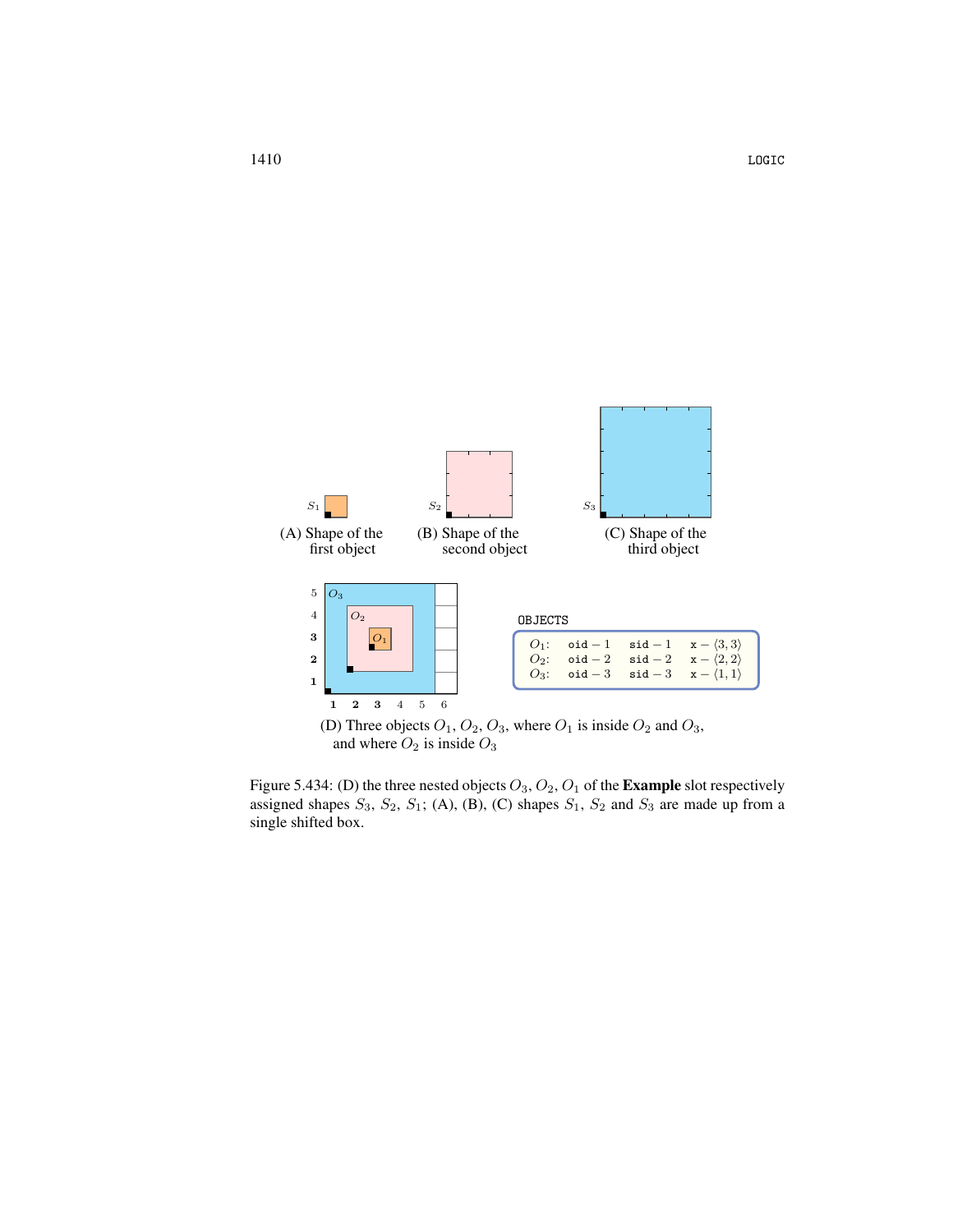$S_1$

(A) Shape of the first object

$S_2$

(B) Shape of the second object

$S_3$

(C) Shape of the third object

OBJECTS

| | | | |
|---|---|---|---|
| $O_1$: | oid − 1 | sid − 1 | x − $\langle 3, 3\rangle$ |
| $O_2$: | oid − 2 | sid − 2 | x − $\langle 2, 2\rangle$ |
| $O_3$: | oid − 3 | sid − 3 | x − $\langle 1, 1\rangle$ |

(D) Three objects $O_1$, $O_2$, $O_3$, where $O_1$ is inside $O_2$ and $O_3$, and where $O_2$ is inside $O_3$

Figure 5.434: (D) the three nested objects $O_3$, $O_2$, $O_1$ of the **Example** slot respectively assigned shapes $S_3$, $S_2$, $S_1$; (A), (B), (C) shapes $S_1$, $S_2$ and $S_3$ are made up from a single shifted box.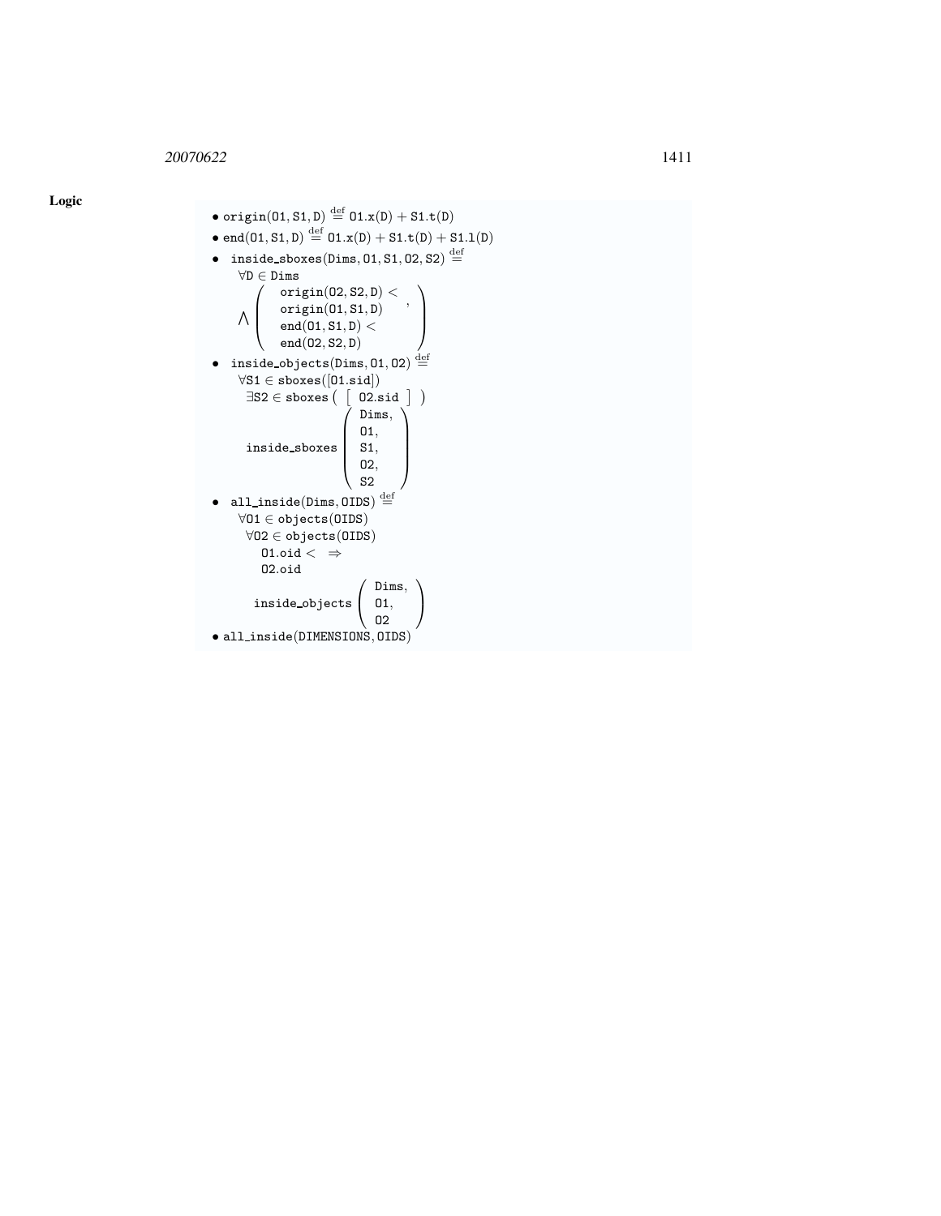**Logic**

- $\texttt{origin}(\texttt{O1}, \texttt{S1}, \texttt{D}) \stackrel{\text{def}}{=} \texttt{O1.x}(\texttt{D}) + \texttt{S1.t}(\texttt{D})$
- $\texttt{end}(\texttt{O1}, \texttt{S1}, \texttt{D}) \stackrel{\text{def}}{=} \texttt{O1.x}(\texttt{D}) + \texttt{S1.t}(\texttt{D}) + \texttt{S1.l}(\texttt{D})$
- $\texttt{inside\_sboxes}(\texttt{Dims}, \texttt{O1}, \texttt{S1}, \texttt{O2}, \texttt{S2}) \stackrel{\text{def}}{=}$

$$\forall \texttt{D} \in \texttt{Dims}$$

$$\bigwedge \begin{pmatrix} \texttt{origin}(\texttt{O2}, \texttt{S2}, \texttt{D}) < & \\ \texttt{origin}(\texttt{O1}, \texttt{S1}, \texttt{D}) & , \\ \texttt{end}(\texttt{O1}, \texttt{S1}, \texttt{D}) < & \\ \texttt{end}(\texttt{O2}, \texttt{S2}, \texttt{D}) & \end{pmatrix}$$

- $\texttt{inside\_objects}(\texttt{Dims}, \texttt{O1}, \texttt{O2}) \stackrel{\text{def}}{=}$

$$\forall \texttt{S1} \in \texttt{sboxes}([\texttt{O1.sid}])$$

$$\exists \texttt{S2} \in \texttt{sboxes}\left(\left[\ \texttt{O2.sid}\ \right]\right)$$

$$\texttt{inside\_sboxes}\begin{pmatrix} \texttt{Dims}, \\ \texttt{O1}, \\ \texttt{S1}, \\ \texttt{O2}, \\ \texttt{S2} \end{pmatrix}$$

- $\texttt{all\_inside}(\texttt{Dims}, \texttt{OIDS}) \stackrel{\text{def}}{=}$

$$\forall \texttt{O1} \in \texttt{objects}(\texttt{OIDS})$$

$$\forall \texttt{O2} \in \texttt{objects}(\texttt{OIDS})$$

$$\begin{matrix} \texttt{O1.oid} < & \Rightarrow \\ \texttt{O2.oid} & \end{matrix}$$

$$\texttt{inside\_objects}\begin{pmatrix} \texttt{Dims}, \\ \texttt{O1}, \\ \texttt{O2} \end{pmatrix}$$

- $\texttt{all\_inside}(\texttt{DIMENSIONS}, \texttt{OIDS})$